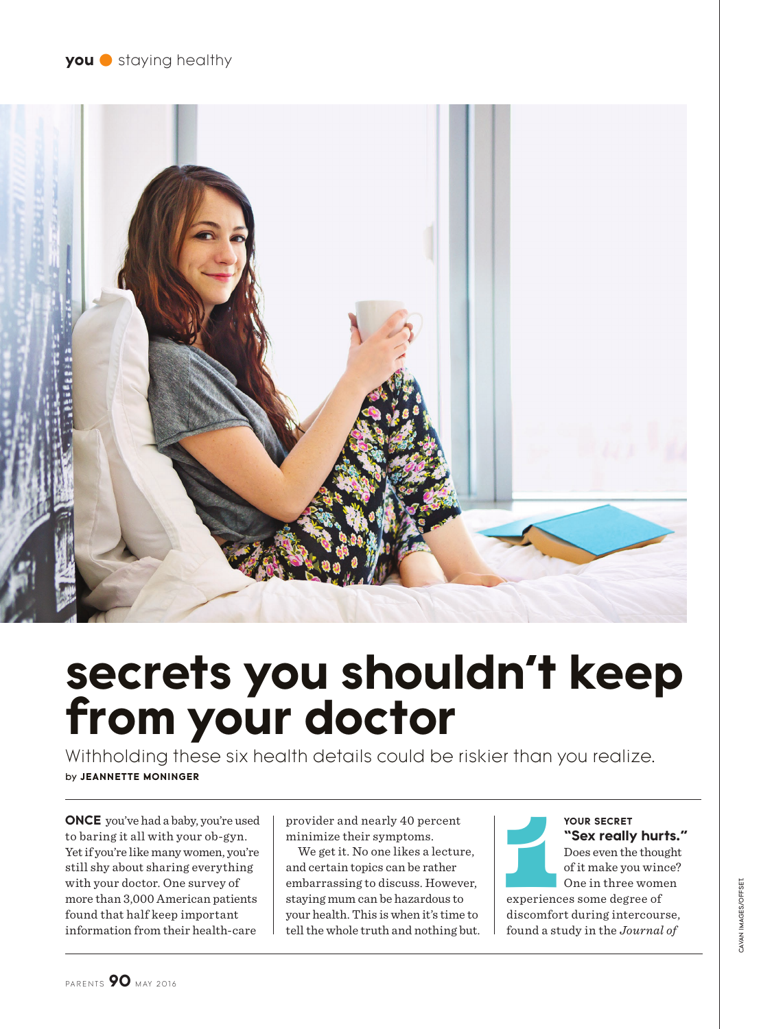# secrets you shouldn't keep from your doctor

Withholding these six health details could be riskier than you realize.

by **JEANNETTE MONINGER**

**ONCE** you've had a baby, you're used to baring it all with your ob-gyn. Yet if you're like many women, you're still shy about sharing everything with your doctor. One survey of more than 3,000 American patients found that half keep important information from their health-care provider and nearly 40 percent minimize their symptoms.

We get it. No one likes a lecture, and certain topics can be rather embarrassing to discuss. However, staying mum can be hazardous to your health. This is when it's time to tell the whole truth and nothing but.

## 1

**YOUR SECRET**

### "Sex really hurts."

Does even the thought of it make you wince? One in three women experiences some degree of discomfort during intercourse, found a study in the *Journal of*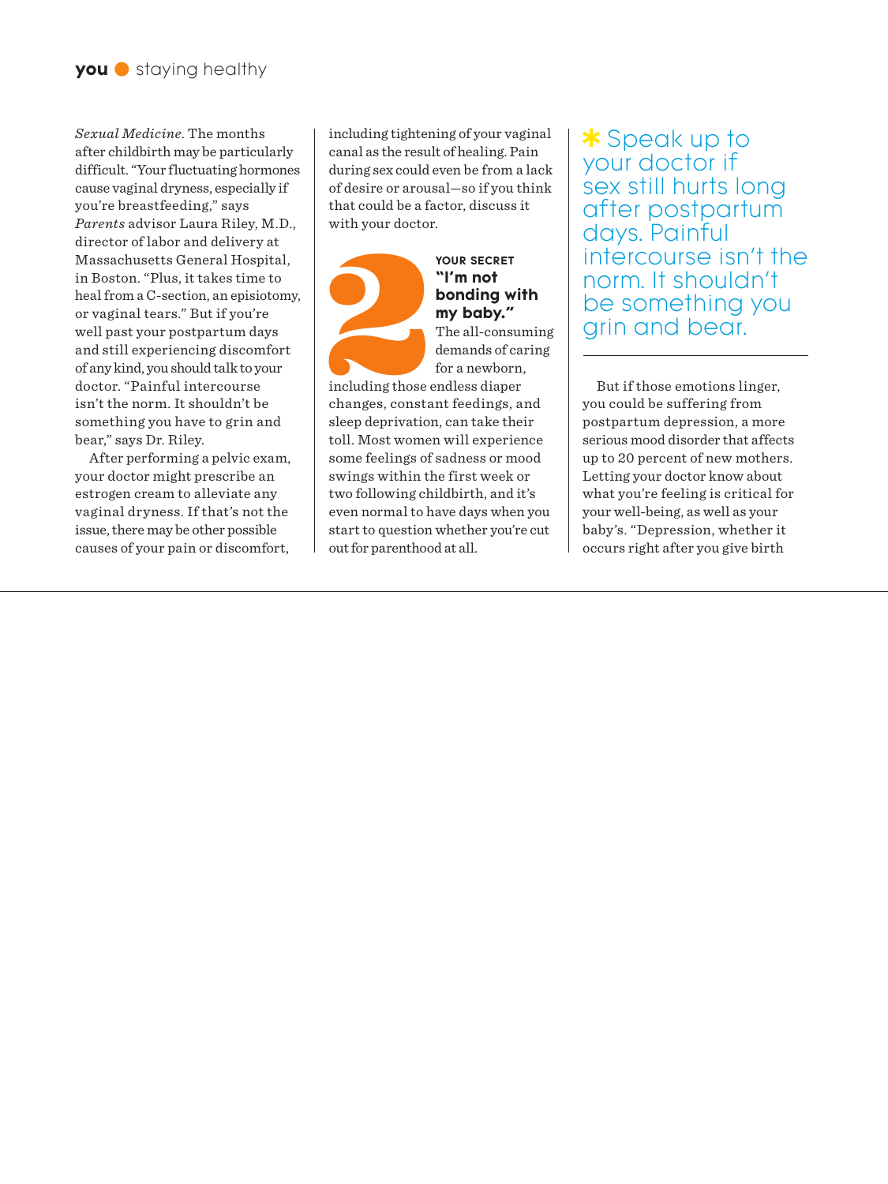*Sexual Medicine*. The months after childbirth may be particularly difficult. "Your fluctuating hormones cause vaginal dryness, especially if you're breastfeeding," says *Parents* advisor Laura Riley, M.D., director of labor and delivery at Massachusetts General Hospital, in Boston. "Plus, it takes time to heal from a C-section, an episiotomy, or vaginal tears." But if you're well past your postpartum days and still experiencing discomfort of any kind, you should talk to your doctor. "Painful intercourse isn't the norm. It shouldn't be something you have to grin and bear," says Dr. Riley.

After performing a pelvic exam, your doctor might prescribe an estrogen cream to alleviate any vaginal dryness. If that's not the issue, there may be other possible causes of your pain or discomfort, including tightening of your vaginal canal as the result of healing. Pain during sex could even be from a lack of desire or arousal—so if you think that could be a factor, discuss it with your doctor.

## 2

**YOUR SECRET**

### "I'm not bonding with my baby."

The all-consuming demands of caring for a newborn, including those endless diaper changes, constant feedings, and sleep deprivation, can take their toll. Most women will experience some feelings of sadness or mood swings within the first week or two following childbirth, and it's even normal to have days when you start to question whether you're cut out for parenthood at all.

> * Speak up to your doctor if sex still hurts long after postpartum days. Painful intercourse isn't the norm. It shouldn't be something you grin and bear.

But if those emotions linger, you could be suffering from postpartum depression, a more serious mood disorder that affects up to 20 percent of new mothers. Letting your doctor know about what you're feeling is critical for your well-being, as well as your baby's. "Depression, whether it occurs right after you give birth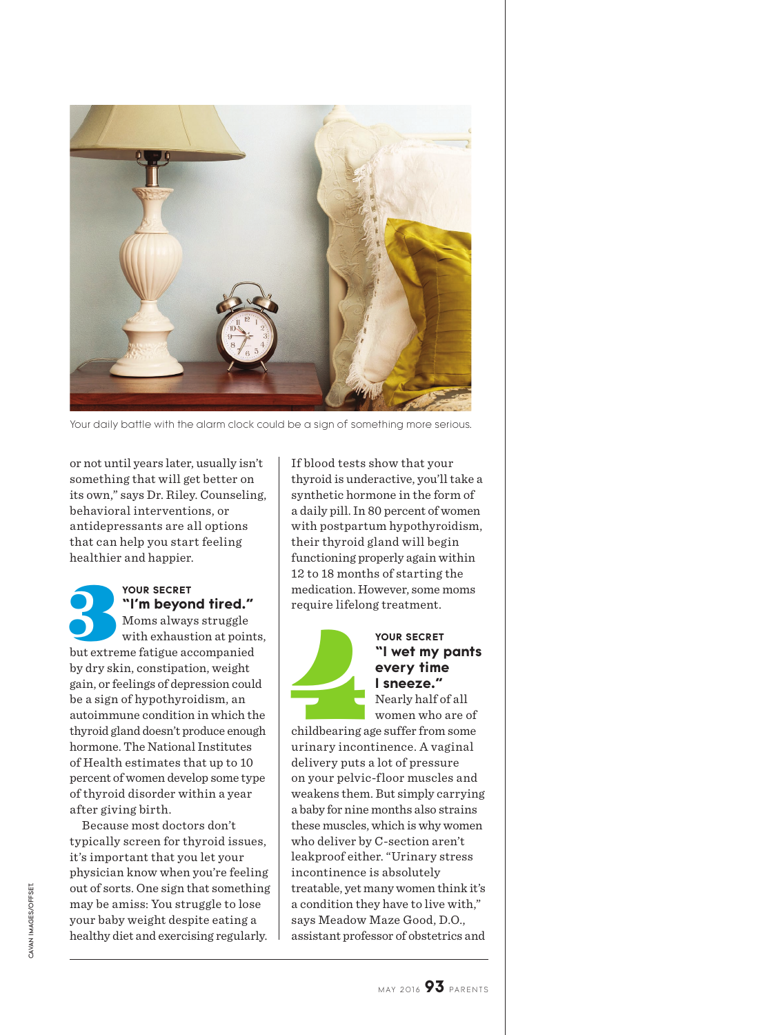Your daily battle with the alarm clock could be a sign of something more serious.

or not until years later, usually isn't something that will get better on its own," says Dr. Riley. Counseling, behavioral interventions, or antidepressants are all options that can help you start feeling healthier and happier.

## 3

**YOUR SECRET**

### "I'm beyond tired."

Moms always struggle with exhaustion at points, but extreme fatigue accompanied by dry skin, constipation, weight gain, or feelings of depression could be a sign of hypothyroidism, an autoimmune condition in which the thyroid gland doesn't produce enough hormone. The National Institutes of Health estimates that up to 10 percent of women develop some type of thyroid disorder within a year after giving birth.

Because most doctors don't typically screen for thyroid issues, it's important that you let your physician know when you're feeling out of sorts. One sign that something may be amiss: You struggle to lose your baby weight despite eating a healthy diet and exercising regularly. If blood tests show that your thyroid is underactive, you'll take a synthetic hormone in the form of a daily pill. In 80 percent of women with postpartum hypothyroidism, their thyroid gland will begin functioning properly again within 12 to 18 months of starting the medication. However, some moms require lifelong treatment.

## 4

**YOUR SECRET**

### "I wet my pants every time I sneeze."

Nearly half of all women who are of childbearing age suffer from some urinary incontinence. A vaginal delivery puts a lot of pressure on your pelvic-floor muscles and weakens them. But simply carrying a baby for nine months also strains these muscles, which is why women who deliver by C-section aren't leakproof either. "Urinary stress incontinence is absolutely treatable, yet many women think it's a condition they have to live with," says Meadow Maze Good, D.O., assistant professor of obstetrics and

CAVAN IMAGES/OFFSET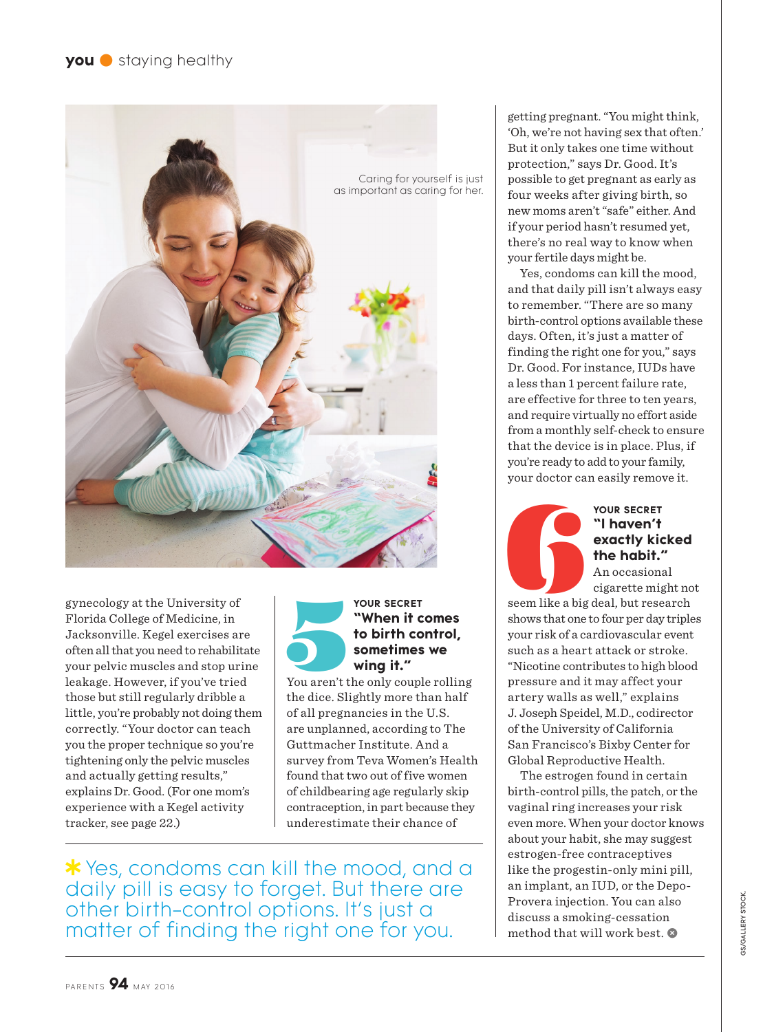Caring for yourself is just as important as caring for her.

gynecology at the University of Florida College of Medicine, in Jacksonville. Kegel exercises are often all that you need to rehabilitate your pelvic muscles and stop urine leakage. However, if you've tried those but still regularly dribble a little, you're probably not doing them correctly. "Your doctor can teach you the proper technique so you're tightening only the pelvic muscles and actually getting results," explains Dr. Good. (For one mom's experience with a Kegel activity tracker, see page 22.)

## 5 YOUR SECRET "When it comes to birth control, sometimes we wing it."

You aren't the only couple rolling the dice. Slightly more than half of all pregnancies in the U.S. are unplanned, according to The Guttmacher Institute. And a survey from Teva Women's Health found that two out of five women of childbearing age regularly skip contraception, in part because they underestimate their chance of getting pregnant. "You might think, 'Oh, we're not having sex that often.' But it only takes one time without protection," says Dr. Good. It's possible to get pregnant as early as four weeks after giving birth, so new moms aren't "safe" either. And if your period hasn't resumed yet, there's no real way to know when your fertile days might be.

Yes, condoms can kill the mood, and that daily pill isn't always easy to remember. "There are so many birth-control options available these days. Often, it's just a matter of finding the right one for you," says Dr. Good. For instance, IUDs have a less than 1 percent failure rate, are effective for three to ten years, and require virtually no effort aside from a monthly self-check to ensure that the device is in place. Plus, if you're ready to add to your family, your doctor can easily remove it.

*Yes, condoms can kill the mood, and a daily pill is easy to forget. But there are other birth-control options. It's just a matter of finding the right one for you.

## 6 YOUR SECRET "I haven't exactly kicked the habit."

An occasional cigarette might not seem like a big deal, but research shows that one to four per day triples your risk of a cardiovascular event such as a heart attack or stroke. "Nicotine contributes to high blood pressure and it may affect your artery walls as well," explains J. Joseph Speidel, M.D., codirector of the University of California San Francisco's Bixby Center for Global Reproductive Health.

The estrogen found in certain birth-control pills, the patch, or the vaginal ring increases your risk even more. When your doctor knows about your habit, she may suggest estrogen-free contraceptives like the progestin-only mini pill, an implant, an IUD, or the Depo-Provera injection. You can also discuss a smoking-cessation method that will work best.

GS/GALLERY STOCK.